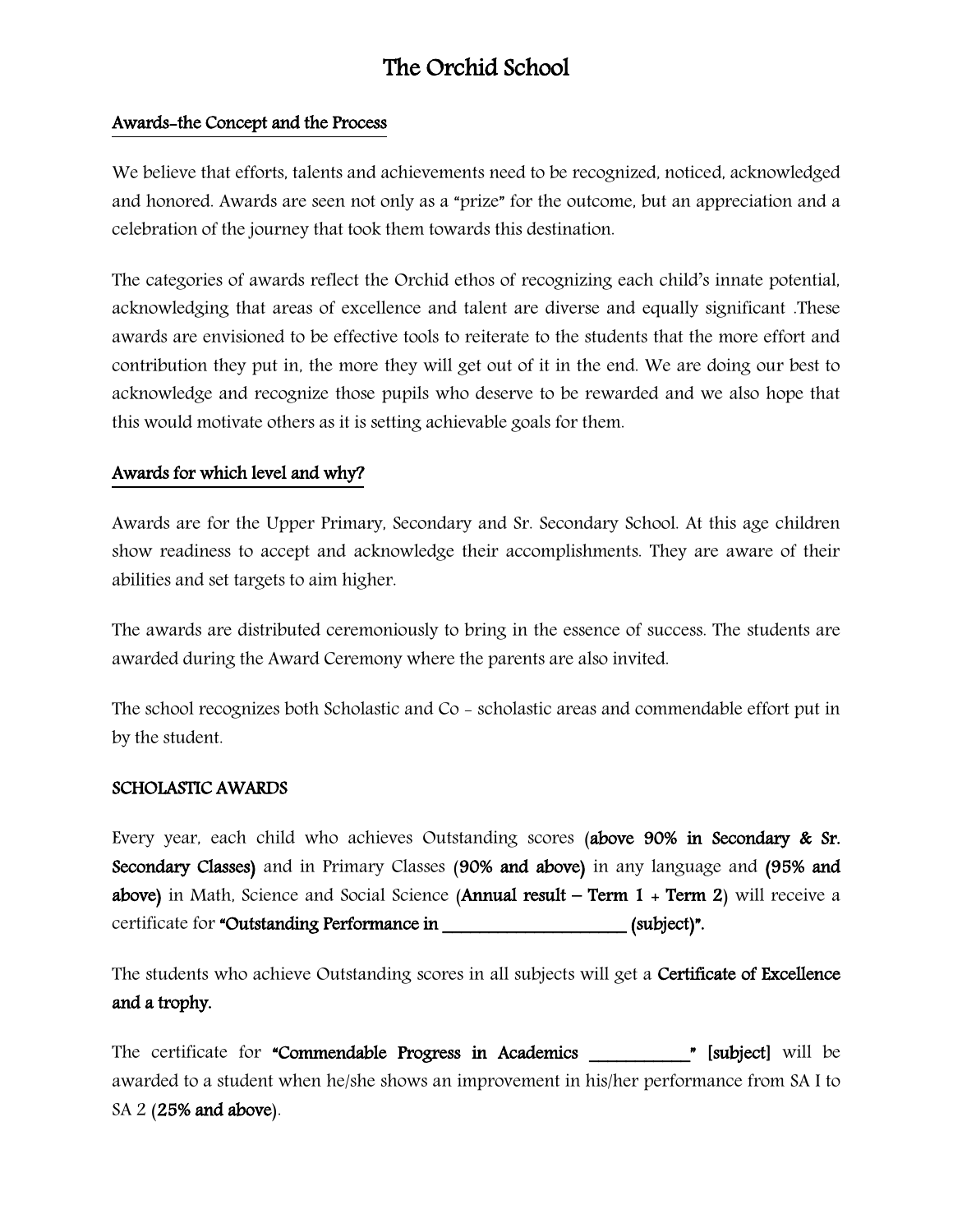# The Orchid School

## Awards-the Concept and the Process

We believe that efforts, talents and achievements need to be recognized, noticed, acknowledged and honored. Awards are seen not only as a "prize" for the outcome, but an appreciation and a celebration of the journey that took them towards this destination.

The categories of awards reflect the Orchid ethos of recognizing each child's innate potential, acknowledging that areas of excellence and talent are diverse and equally significant .These awards are envisioned to be effective tools to reiterate to the students that the more effort and contribution they put in, the more they will get out of it in the end. We are doing our best to acknowledge and recognize those pupils who deserve to be rewarded and we also hope that this would motivate others as it is setting achievable goals for them.

## Awards for which level and why?

Awards are for the Upper Primary, Secondary and Sr. Secondary School. At this age children show readiness to accept and acknowledge their accomplishments. They are aware of their abilities and set targets to aim higher.

The awards are distributed ceremoniously to bring in the essence of success. The students are awarded during the Award Ceremony where the parents are also invited.

The school recognizes both Scholastic and Co - scholastic areas and commendable effort put in by the student.

### SCHOLASTIC AWARDS

Every year, each child who achieves Outstanding scores (**above 90% in Secondary & Sr. Secondary Classes**) and in Primary Classes (**90% and above**) in any language and (**95% and above**) in Math, Science and Social Science (**Annual result – Term 1 + Term 2**) will receive a certificate for **"Outstanding Performance in ____________________ (subject)".**

The students who achieve Outstanding scores in all subjects will get a **Certificate of Excellence and a trophy.**

The certificate for **"Commendable Progress in Academics __________" [subject]** will be awarded to a student when he/she shows an improvement in his/her performance from SA I to SA 2 (**25% and above**).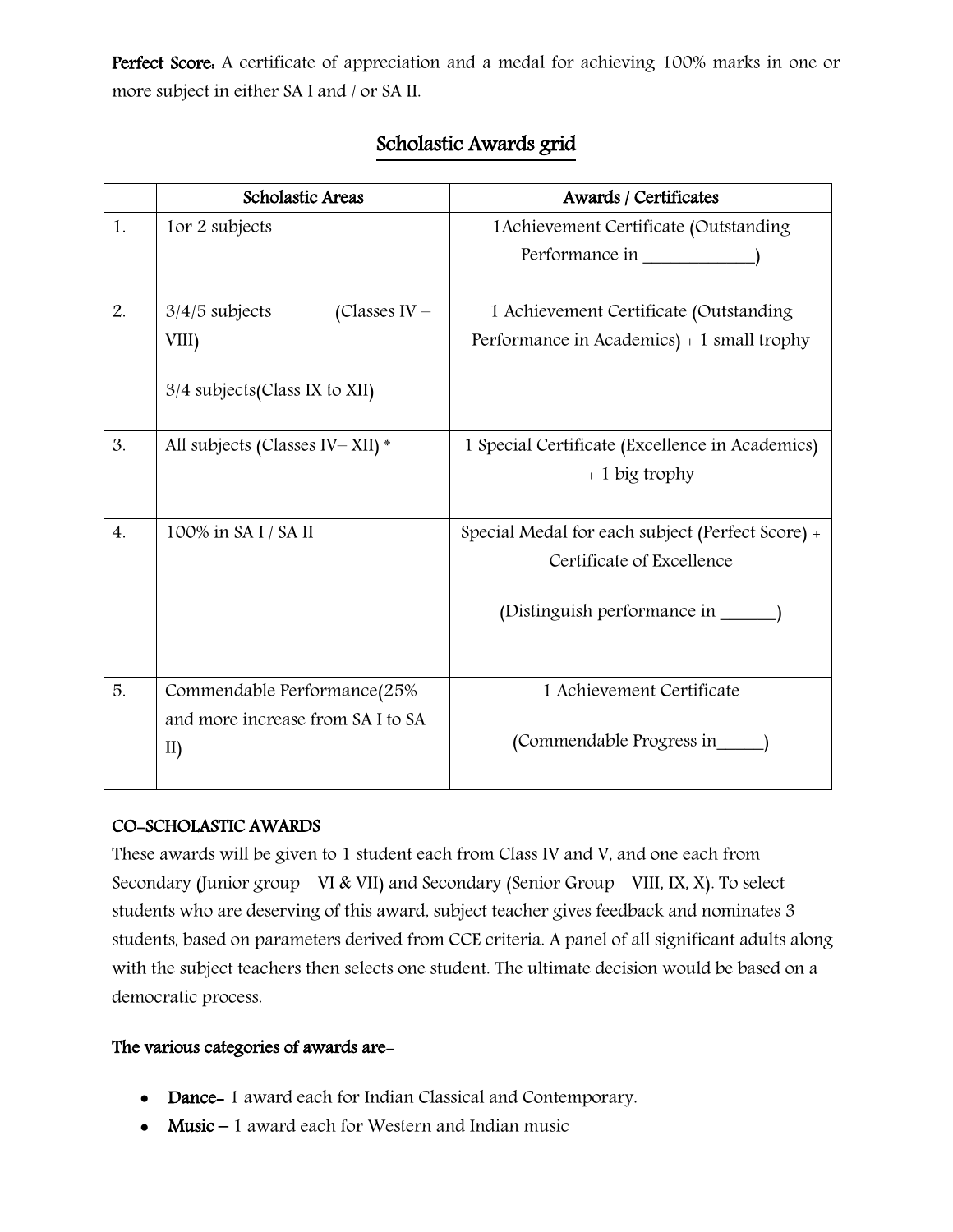**Perfect Score:** A certificate of appreciation and a medal for achieving 100% marks in one or more subject in either SA I and / or SA II.

## Scholastic Awards grid

| | Scholastic Areas | Awards / Certificates |
|---|---|---|
| 1. | 1or 2 subjects | 1Achievement Certificate (Outstanding Performance in ____________) |
| 2. | 3/4/5 subjects (Classes IV – VIII)<br><br>3/4 subjects(Class IX to XII) | 1 Achievement Certificate (Outstanding Performance in Academics) + 1 small trophy |
| 3. | All subjects (Classes IV– XII) * | 1 Special Certificate (Excellence in Academics) + 1 big trophy |
| 4. | 100% in SA I / SA II | Special Medal for each subject (Perfect Score) + Certificate of Excellence<br><br>(Distinguish performance in ______) |
| 5. | Commendable Performance(25% and more increase from SA I to SA II) | 1 Achievement Certificate<br><br>(Commendable Progress in_____) |

### CO-SCHOLASTIC AWARDS

These awards will be given to 1 student each from Class IV and V, and one each from Secondary (Junior group - VI & VII) and Secondary (Senior Group - VIII, IX, X). To select students who are deserving of this award, subject teacher gives feedback and nominates 3 students, based on parameters derived from CCE criteria. A panel of all significant adults along with the subject teachers then selects one student. The ultimate decision would be based on a democratic process.

**The various categories of awards are-**

- **Dance-** 1 award each for Indian Classical and Contemporary.
- **Music –** 1 award each for Western and Indian music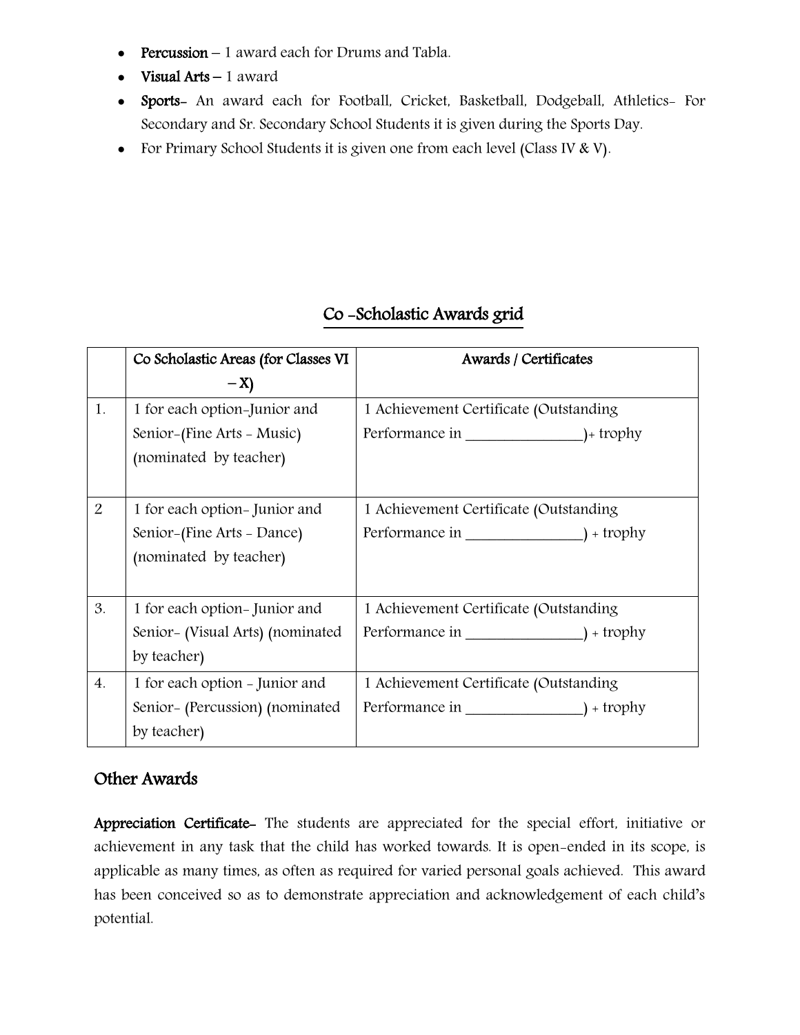- **Percussion** – 1 award each for Drums and Tabla.
- **Visual Arts** – 1 award
- **Sports**- An award each for Football, Cricket, Basketball, Dodgeball, Athletics- For Secondary and Sr. Secondary School Students it is given during the Sports Day.
- For Primary School Students it is given one from each level (Class IV & V).

## Co -Scholastic Awards grid

| | Co Scholastic Areas (for Classes VI – X) | Awards / Certificates |
|---|---|---|
| 1. | 1 for each option-Junior and Senior-(Fine Arts - Music) (nominated by teacher) | 1 Achievement Certificate (Outstanding Performance in _______________)+ trophy |
| 2 | 1 for each option- Junior and Senior-(Fine Arts - Dance) (nominated by teacher) | 1 Achievement Certificate (Outstanding Performance in _______________) + trophy |
| 3. | 1 for each option- Junior and Senior- (Visual Arts) (nominated by teacher) | 1 Achievement Certificate (Outstanding Performance in _______________) + trophy |
| 4. | 1 for each option - Junior and Senior- (Percussion) (nominated by teacher) | 1 Achievement Certificate (Outstanding Performance in _______________) + trophy |

## Other Awards

**Appreciation Certificate**- The students are appreciated for the special effort, initiative or achievement in any task that the child has worked towards. It is open-ended in its scope, is applicable as many times, as often as required for varied personal goals achieved. This award has been conceived so as to demonstrate appreciation and acknowledgement of each child's potential.